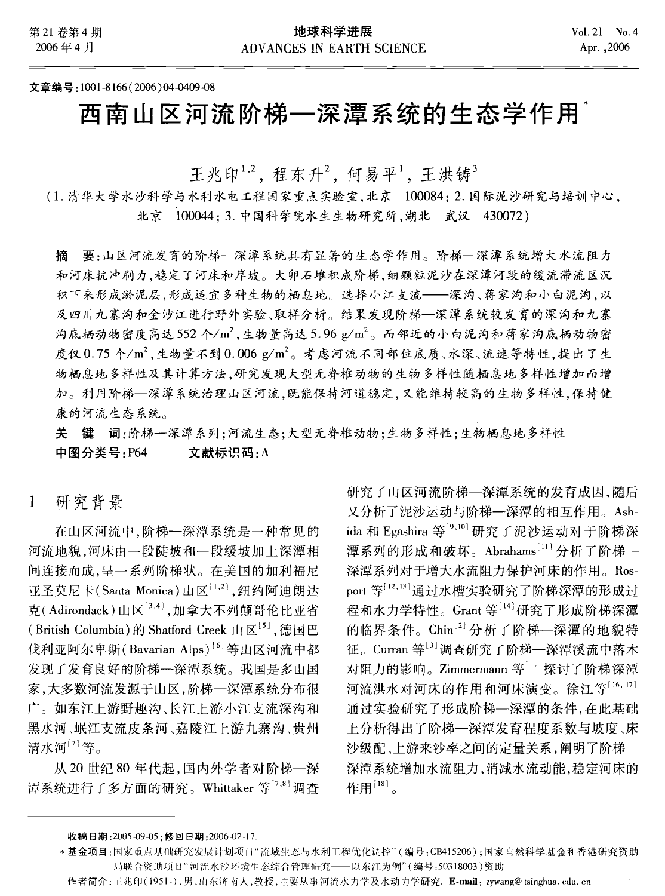文章编号:1001-8166(2006)04-0409-08

# 西南山区河流阶梯—深潭系统的生态学作用*

王兆印[1,2], 程东升[2], 何易平[1], 王洪铸[3]

(1.清华大学水沙科学与水利水电工程国家重点实验室,北京 100084;2.国际泥沙研究与培训中心,北京 100044;3.中国科学院水生生物研究所,湖北 武汉 430072)

**摘 要**:山区河流发育的阶梯—深潭系统具有显著的生态学作用。阶梯—深潭系统增大水流阻力和河床抗冲刷力,稳定了河床和岸坡。大卵石堆积成阶梯,细颗粒泥沙在深潭河段的缓流滞流区沉积下来形成淤泥层,形成适宜多种生物的栖息地。选择小江支流——深沟、蒋家沟和小白泥沟,以及四川九寨沟和金沙江进行野外实验、取样分析。结果发现阶梯—深潭系统较发育的深沟和九寨沟底栖动物密度高达552 个/m$^2$,生物量高达5.96 g/m$^2$。而邻近的小白泥沟和蒋家沟底栖动物密度仅0.75 个/m$^2$,生物量不到0.006 g/m$^2$。考虑河流不同部位底质、水深、流速等特性,提出了生物栖息地多样性及其计算方法,研究发现大型无脊椎动物的生物多样性随栖息地多样性增加而增加。利用阶梯—深潭系统治理山区河流,既能保持河道稳定,又能维持较高的生物多样性,保持健康的河流生态系统。

**关 键 词**:阶梯—深潭系列;河流生态;大型无脊椎动物;生物多样性;生物栖息地多样性

**中图分类号**:P64 **文献标识码**:A

## 1 研究背景

在山区河流中,阶梯—深潭系统是一种常见的河流地貌,河床由一段陡坡和一段缓坡加上深潭相间连接而成,呈一系列阶梯状。在美国的加利福尼亚圣莫尼卡(Santa Monica)山区[1,2],纽约阿迪朗达克(Adirondack)山区[3,4],加拿大不列颠哥伦比亚省(British Columbia)的Shatford Creek山区[5],德国巴伐利亚阿尔卑斯(Bavarian Alps)[6]等山区河流中都发现了发育良好的阶梯—深潭系统。我国是多山国家,大多数河流发源于山区,阶梯—深潭系统分布很广。如东江上游野趣沟、长江上游小江支流深沟和黑水河、岷江支流皮条河、嘉陵江上游九寨沟、贵州清水河[7]等。

从20世纪80年代起,国内外学者对阶梯—深潭系统进行了多方面的研究。Whittaker等[7,8]调查研究了山区河流阶梯—深潭系统的发育成因,随后又分析了泥沙运动与阶梯—深潭的相互作用。Ashida和Egashira等[9,10]研究了泥沙运动对于阶梯深潭系列的形成和破坏。Abrahams[11]分析了阶梯—深潭系列对于增大水流阻力保护河床的作用。Rosport等[12,13]通过水槽实验研究了阶梯深潭的形成过程和水力学特性。Grant等[14]研究了形成阶梯深潭的临界条件。Chin[2]分析了阶梯—深潭的地貌特征。Curran等[3]调查研究了阶梯—深潭溪流中落木对阻力的影响。Zimmermann等[15]探讨了阶梯深潭河流洪水对河床的作用和河床演变。徐江等[16,17]通过实验研究了形成阶梯—深潭的条件,在此基础上分析得出了阶梯—深潭发育程度系数与坡度、床沙级配、上游来沙率之间的定量关系,阐明了阶梯—深潭系统增加水流阻力,消减水流动能,稳定河床的作用[18]。

---

收稿日期:2005-09-05;修回日期:2006-02-17.

*基金项目:国家重点基础研究发展计划项目"流域生态与水利工程优化调控"(编号:CB415206);国家自然科学基金和香港研究资助局联合资助项目"河流水沙环境生态综合管理研究——以东江为例"(编号:50318003)资助.

作者简介:王兆印(1951-),男,山东济南人,教授,主要从事河流水力学及水动力学研究. E-mail: zywang@ tsinghua. edu. cn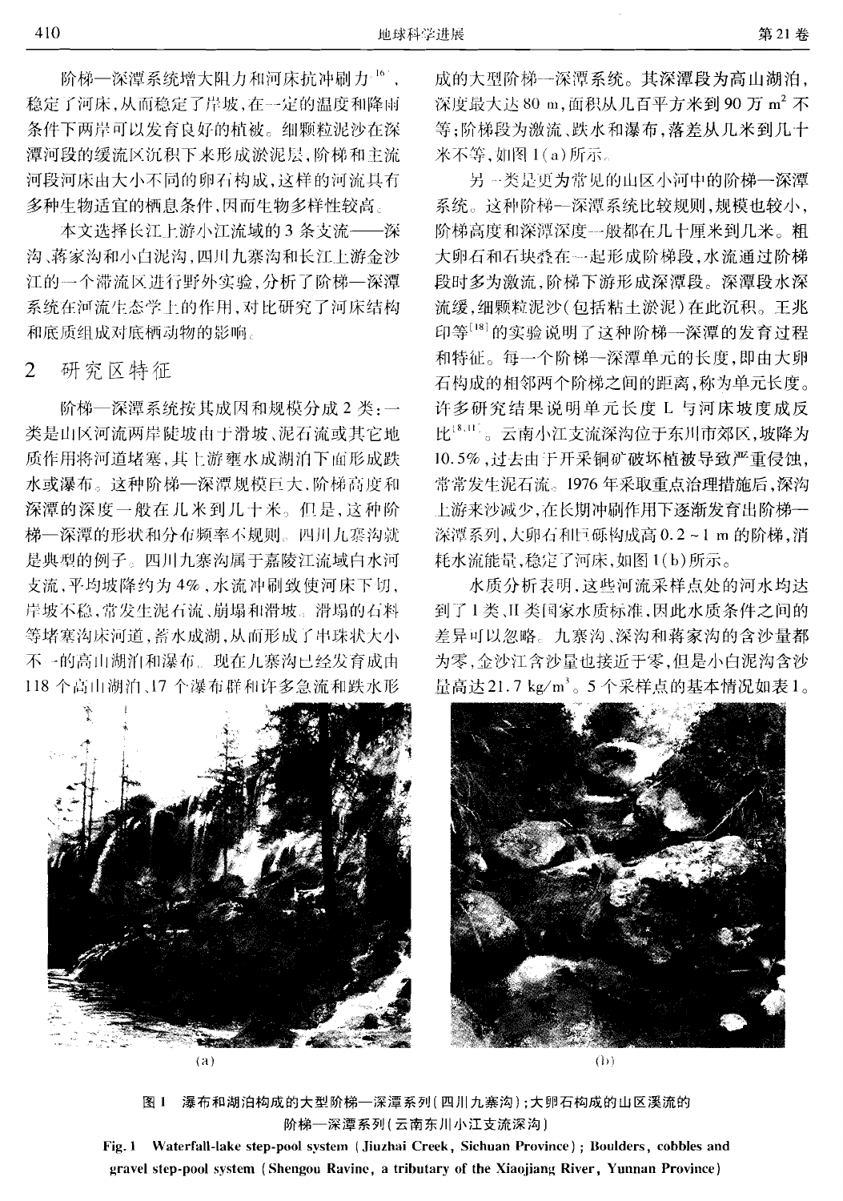阶梯—深潭系统增大阻力和河床抗冲刷力[16]，稳定了河床，从而稳定了岸坡，在一定的温度和降雨条件下两岸可以发育良好的植被。细颗粒泥沙在深潭河段的缓流区沉积下来形成淤泥层，阶梯和主流河段河床由大小不同的卵石构成，这样的河流具有多种生物适宜的栖息条件，因而生物多样性较高。

本文选择长江上游小江流域的3条支流——深沟、蒋家沟和小白泥沟，四川九寨沟和长江上游金沙江的一个滞流区进行野外实验，分析了阶梯—深潭系统在河流生态学上的作用，对比研究了河床结构和底质组成对底栖动物的影响。

## 2 研究区特征

阶梯—深潭系统按其成因和规模分成2类：一类是山区河流两岸陡坡由于滑坡、泥石流或其它地质作用将河道堵塞，其上游壅水成湖泊下面形成跌水或瀑布。这种阶梯—深潭规模巨大，阶梯高度和深潭的深度一般在几米到几十米。但是，这种阶梯—深潭的形状和分布频率不规则。四川九寨沟就是典型的例子。四川九寨沟属于嘉陵江流域白水河支流，平均坡降约为4%，水流冲刷致使河床下切，岸坡不稳，常发生泥石流、崩塌和滑坡。滑塌的石料等堵塞沟床河道，蓄水成湖，从而形成了串珠状大小不一的高山湖泊和瀑布。现在九寨沟已经发育成由118个高山湖泊、17个瀑布群和许多急流和跌水形成的大型阶梯—深潭系统。其深潭段为高山湖泊，深度最大达80 m，面积从几百平方米到90万 $m^2$ 不等；阶梯段为激流、跌水和瀑布，落差从几米到几十米不等，如图1(a)所示。

另一类是更为常见的山区小河中的阶梯—深潭系统。这种阶梯—深潭系统比较规则，规模也较小，阶梯高度和深潭深度一般都在几十厘米到几米。粗大卵石和石块叠在一起形成阶梯段，水流通过阶梯段时多为激流，阶梯下游形成深潭段。深潭段水深流缓，细颗粒泥沙（包括粘土淤泥）在此沉积。王兆印等[18]的实验说明了这种阶梯—深潭的发育过程和特征。每一个阶梯—深潭单元的长度，即由大卵石构成的相邻两个阶梯之间的距离，称为单元长度。许多研究结果说明单元长度L与河床坡度成反比[8,11]。云南小江支流深沟位于东川市郊区，坡降为10.5%，过去由于开采铜矿破坏植被导致严重侵蚀，常常发生泥石流。1976年采取重点治理措施后，深沟上游来沙减少，在长期冲刷作用下逐渐发育出阶梯—深潭系列，大卵石和巨砾构成高0.2～1 m的阶梯，消耗水流能量，稳定了河床，如图1(b)所示。

水质分析表明，这些河流采样点处的河水均达到了I类、II类国家水质标准，因此水质条件之间的差异可以忽略。九寨沟、深沟和蒋家沟的含沙量都为零，金沙江含沙量也接近于零，但是小白泥沟含沙量高达21.7 kg/$m^3$。5个采样点的基本情况如表1。

(a) (b)

图1 瀑布和湖泊构成的大型阶梯—深潭系列（四川九寨沟）；大卵石构成的山区溪流的阶梯—深潭系列（云南东川小江支流深沟）

Fig. 1 Waterfall-lake step-pool system (Jiuzhai Creek, Sichuan Province); Boulders, cobbles and gravel step-pool system (Shengou Ravine, a tributary of the Xiaojiang River, Yunnan Province)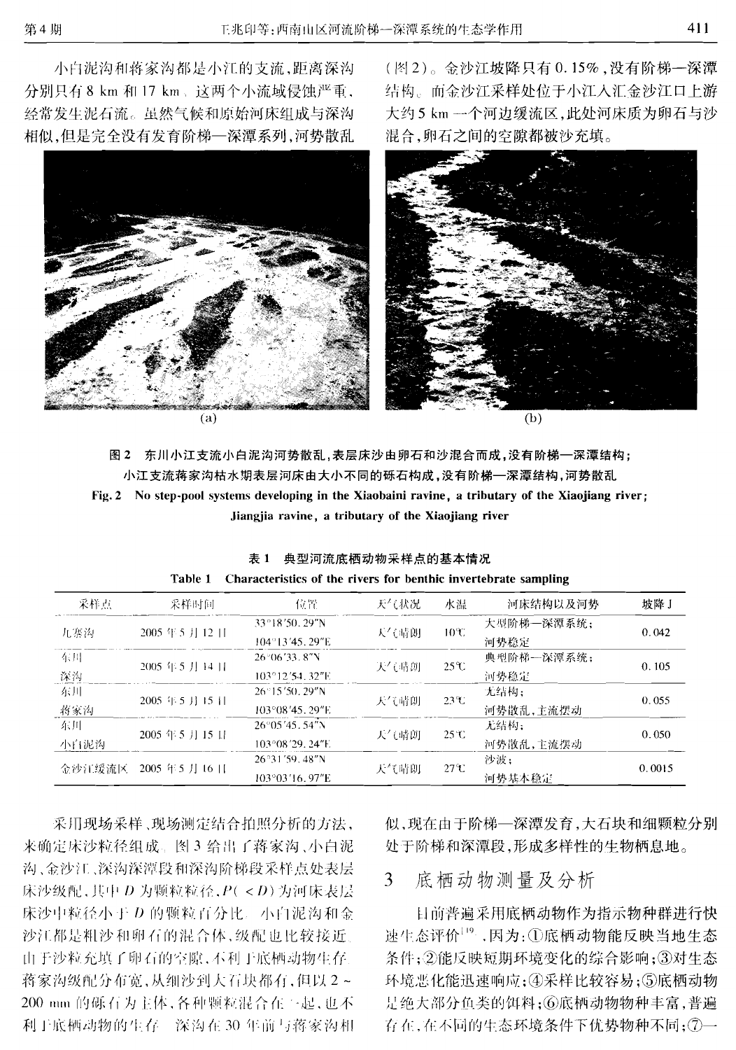小白泥沟和蒋家沟都是小江的支流，距离深沟分别只有 8 km 和 17 km。这两个小流域侵蚀严重，经常发生泥石流。虽然气候和原始河床组成与深沟相似，但是完全没有发育阶梯—深潭系列，河势散乱（图2）。金沙江坡降只有 0.15%，没有阶梯—深潭结构。而金沙江采样处位于小江入汇金沙江口上游大约 5 km 一个河边缓流区，此处河床质为卵石与沙混合，卵石之间的空隙都被沙充填。

(a) (b)

图 2　东川小江支流小白泥沟河势散乱，表层床沙由卵石和沙混合而成，没有阶梯—深潭结构；小江支流蒋家沟枯水期表层河床由大小不同的砾石构成，没有阶梯—深潭结构，河势散乱

Fig. 2　No step-pool systems developing in the Xiaobaini ravine, a tributary of the Xiaojiang river; Jiangjia ravine, a tributary of the Xiaojiang river

表 1　典型河流底栖动物采样点的基本情况

Table 1　Characteristics of the rivers for benthic invertebrate sampling

| 采样点 | 采样时间 | 位置 | 天气状况 | 水温 | 河床结构以及河势 | 坡降 J |
|---|---|---|---|---|---|---|
| 九寨沟 | 2005 年 5 月 12 日 | 33°18′50.29″N 104°13′45.29″E | 天气晴朗 | 10℃ | 大型阶梯—深潭系统；河势稳定 | 0.042 |
| 东川深沟 | 2005 年 5 月 14 日 | 26°06′33.8″N 103°12′54.32″E | 天气晴朗 | 25℃ | 典型阶梯—深潭系统；河势稳定 | 0.105 |
| 东川蒋家沟 | 2005 年 5 月 15 日 | 26°15′50.29″N 103°08′45.29″E | 天气晴朗 | 23℃ | 无结构；河势散乱，主流摆动 | 0.055 |
| 东川小白泥沟 | 2005 年 5 月 15 日 | 26°05′45.54″N 103°08′29.24″E | 天气晴朗 | 25℃ | 无结构；河势散乱，主流摆动 | 0.050 |
| 金沙江缓流区 | 2005 年 5 月 16 日 | 26°31′59.48″N 103°03′16.97″E | 天气晴朗 | 27℃ | 沙波；河势基本稳定 | 0.0015 |

采用现场采样、现场测定结合拍照分析的方法，来确定床沙粒径组成。图 3 给出了蒋家沟、小白泥沟、金沙江、深沟深潭段和深沟阶梯段采样点处表层床沙级配，其中 $D$ 为颗粒粒径，$P(<D)$ 为河床表层床沙中粒径小于 $D$ 的颗粒百分比。小白泥沟和金沙江都是粗沙和卵石的混合体，级配也比较接近。由于沙粒充填了卵石的空隙，不利于底栖动物生存。蒋家沟级配分布宽，从细沙到大石块都有，但以 2～200 mm 的砾石为主体，各种颗粒混合在一起，也不利于底栖动物的生存。深沟在 30 年前与蒋家沟相似，现在由于阶梯—深潭发育，大石块和细颗粒分别处于阶梯和深潭段，形成多样性的生物栖息地。

## 3　底栖动物测量及分析

目前普遍采用底栖动物作为指示物种群进行快速生态评价[19]，因为：①底栖动物能反映当地生态条件；②能反映短期环境变化的综合影响；③对生态环境恶化能迅速响应；④采样比较容易；⑤底栖动物是绝大部分鱼类的饵料；⑥底栖动物物种丰富，普遍存在，在不同的生态环境条件下优势物种不同；⑦一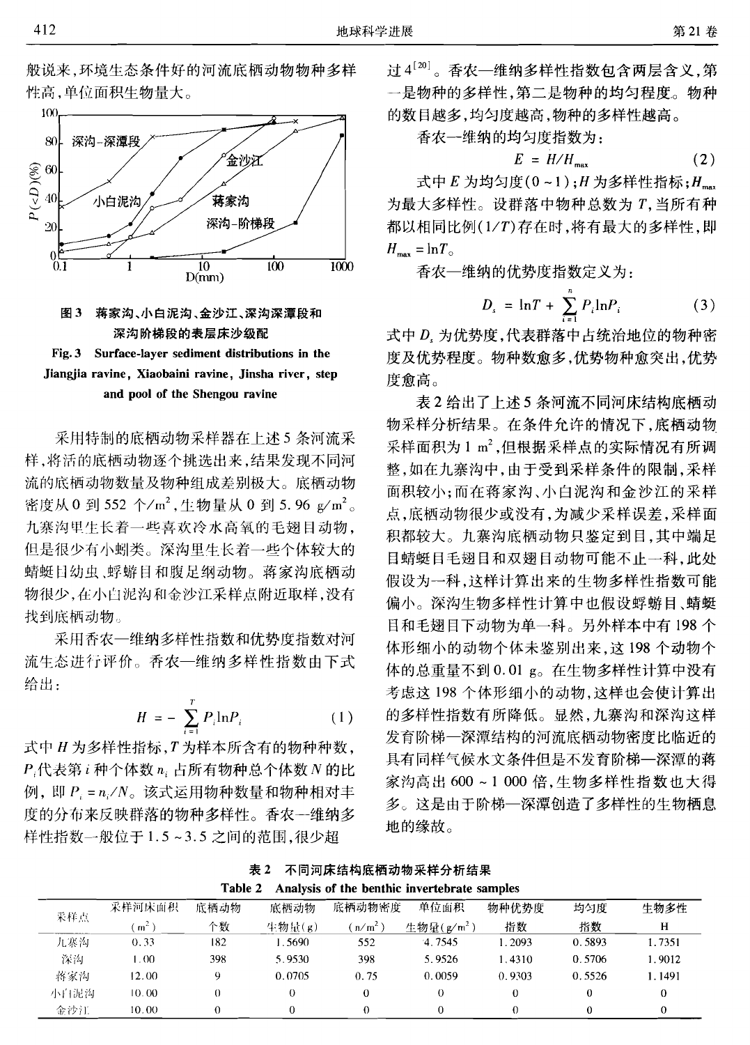般说来，环境生态条件好的河流底栖动物物种多样性高，单位面积生物量大。

图3 蒋家沟、小白泥沟、金沙江、深沟深潭段和深沟阶梯段的表层床沙级配

Fig. 3 Surface-layer sediment distributions in the Jiangjia ravine, Xiaobaini ravine, Jinsha river, step and pool of the Shengou ravine

采用特制的底栖动物采样器在上述5条河流采样，将活的底栖动物逐个挑选出来，结果发现不同河流的底栖动物数量及物种组成差别极大。底栖动物密度从0到552个/m²，生物量从0到5.96 g/m²。九寨沟里生长着一些喜欢冷水高氧的毛翅目动物，但是很少有小蚓类。深沟里生长着一些个体较大的蜻蜓目幼虫、蜉蝣目和腹足纲动物。蒋家沟底栖动物很少，在小白泥沟和金沙江采样点附近取样，没有找到底栖动物。

采用香农—维纳多样性指数和优势度指数对河流生态进行评价。香农—维纳多样性指数由下式给出：

$$H = -\sum_{i=1}^{T} P_i \ln P_i \tag{1}$$

式中$H$为多样性指标，$T$为样本所含有的物种种数，$P_i$代表第$i$种个体数$n_i$占所有物种总个体数$N$的比例，即$P_i = n_i/N$。该式运用物种数量和物种相对丰度的分布来反映群落的物种多样性。香农—维纳多样性指数一般位于1.5～3.5之间的范围，很少超过4[20]。香农—维纳多样性指数包含两层含义，第一是物种的多样性，第二是物种的均匀程度。物种的数目越多，均匀度越高，物种的多样性越高。

香农—维纳的均匀度指数为：

$$E = H/H_{max} \tag{2}$$

式中$E$为均匀度(0～1)；$H$为多样性指标；$H_{max}$为最大多样性。设群落中物种总数为$T$，当所有种都以相同比例($1/T$)存在时，将有最大的多样性，即$H_{max} = \ln T$。

香农—维纳的优势度指数定义为：

$$D_s = \ln T + \sum_{i=1}^{n} P_i \ln P_i \tag{3}$$

式中$D_s$为优势度，代表群落中占统治地位的物种密度及优势程度。物种数愈多，优势物种愈突出，优势度愈高。

表2给出了上述5条河流不同河床结构底栖动物采样分析结果。在条件允许的情况下，底栖动物采样面积为1 m²，但根据采样点的实际情况有所调整，如在九寨沟中，由于受到采样条件的限制，采样面积较小；而在蒋家沟、小白泥沟和金沙江的采样点，底栖动物很少或没有，为减少采样误差，采样面积都较大。九寨沟底栖动物只鉴定到目，其中端足目蜻蜓目毛翅目和双翅目动物可能不止一科，此处假设为一科，这样计算出来的生物多样性指数可能偏小。深沟生物多样性计算中也假设蜉蝣目、蜻蜓目和毛翅目下动物为单一科。另外样本中有198个体形细小的动物个体未鉴别出来，这198个动物个体的总重量不到0.01 g。在生物多样性计算中没有考虑这198个体形细小的动物，这样也会使计算出的多样性指数有所降低。显然，九寨沟和深沟这样发育阶梯—深潭结构的河流底栖动物密度比临近的具有同样气候水文条件但是不发育阶梯—深潭的蒋家沟高出600～1 000倍，生物多样性指数也大得多。这是由于阶梯—深潭创造了多样性的生物栖息地的缘故。

表2 不同河床结构底栖动物采样分析结果

Table 2 Analysis of the benthic invertebrate samples

| 采样点 | 采样河床面积 (m²) | 底栖动物个数 | 底栖动物生物量(g) | 底栖动物密度 (n/m²) | 单位面积生物量(g/m²) | 物种优势度指数 | 均匀度指数 | 生物多性 H |
|---|---|---|---|---|---|---|---|---|
| 九寨沟 | 0.33 | 182 | 1.5690 | 552 | 4.7545 | 1.2093 | 0.5893 | 1.7351 |
| 深沟 | 1.00 | 398 | 5.9530 | 398 | 5.9526 | 1.4310 | 0.5706 | 1.9012 |
| 蒋家沟 | 12.00 | 9 | 0.0705 | 0.75 | 0.0059 | 0.9303 | 0.5526 | 1.1491 |
| 小白泥沟 | 10.00 | 0 | 0 | 0 | 0 | 0 | 0 | 0 |
| 金沙江 | 10.00 | 0 | 0 | 0 | 0 | 0 | 0 | 0 |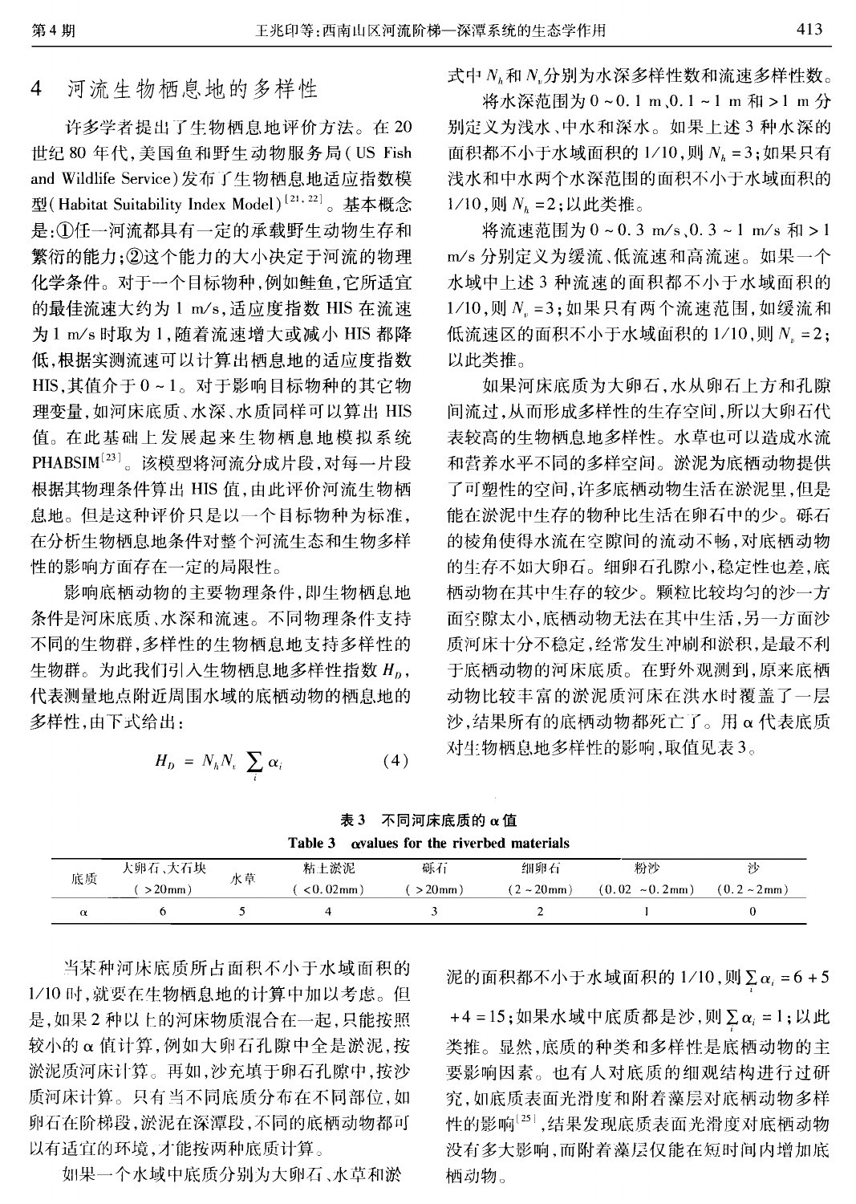## 4 河流生物栖息地的多样性

许多学者提出了生物栖息地评价方法。在20世纪80年代,美国鱼和野生动物服务局(US Fish and Wildlife Service)发布了生物栖息地适应指数模型(Habitat Suitability Index Model)[21,22]。基本概念是:①任一河流都具有一定的承载野生动物生存和繁衍的能力;②这个能力的大小决定于河流的物理化学条件。对于一个目标物种,例如鲑鱼,它所适宜的最佳流速大约为1 m/s,适应度指数HIS在流速为1 m/s时取为1,随着流速增大或减小HIS都降低,根据实测流速可以计算出栖息地的适应度指数HIS,其值介于0~1。对于影响目标物种的其它物理变量,如河床底质、水深、水质同样可以算出HIS值。在此基础上发展起来生物栖息地模拟系统PHABSIM[23]。该模型将河流分成片段,对每一片段根据其物理条件算出HIS值,由此评价河流生物栖息地。但是这种评价只是以一个目标物种为标准,在分析生物栖息地条件对整个河流生态和生物多样性的影响方面存在一定的局限性。

影响底栖动物的主要物理条件,即生物栖息地条件是河床底质、水深和流速。不同物理条件支持不同的生物群,多样性的生物栖息地支持多样性的生物群。为此我们引入生物栖息地多样性指数$H_D$,代表测量地点附近周围水域的底栖动物的栖息地的多样性,由下式给出:

$$H_D = N_h N_v \sum_i \alpha_i \tag{4}$$

式中$N_h$和$N_v$分别为水深多样性数和流速多样性数。

将水深范围为0~0.1 m、0.1~1 m和>1 m分别定义为浅水、中水和深水。如果上述3种水深的面积都不小于水域面积的1/10,则$N_h=3$;如果只有浅水和中水两个水深范围的面积不小于水域面积的1/10,则$N_h=2$;以此类推。

将流速范围为0~0.3 m/s、0.3~1 m/s和>1 m/s分别定义为缓流、低流速和高流速。如果一个水域中上述3种流速的面积都不小于水域面积的1/10,则$N_v=3$;如果只有两个流速范围,如缓流和低流速区的面积不小于水域面积的1/10,则$N_v=2$;以此类推。

如果河床底质为大卵石,水从卵石上方和孔隙间流过,从而形成多样性的生存空间,所以大卵石代表较高的生物栖息地多样性。水草也可以造成水流和营养水平不同的多样空间。淤泥为底栖动物提供了可塑性的空间,许多底栖动物生活在淤泥里,但是能在淤泥中生存的物种比生活在卵石中的少。砾石的棱角使得水流在空隙间的流动不畅,对底栖动物的生存不如大卵石。细卵石孔隙小,稳定性也差,底栖动物在其中生存的较少。颗粒比较均匀的沙一方面空隙太小,底栖动物无法在其中生活,另一方面沙质河床十分不稳定,经常发生冲刷和淤积,是最不利于底栖动物的河床底质。在野外观测到,原来底栖动物比较丰富的淤泥质河床在洪水时覆盖了一层沙,结果所有的底栖动物都死亡了。用α代表底质对生物栖息地多样性的影响,取值见表3。

**表3 不同河床底质的α值**

**Table 3 αvalues for the riverbed materials**

| 底质 | 大卵石、大石块 (>20mm) | 水草 | 粘土淤泥 (<0.02mm) | 砾石 (>20mm) | 细卵石 (2~20mm) | 粉沙 (0.02~0.2mm) | 沙 (0.2~2mm) |
|---|---|---|---|---|---|---|---|
| α | 6 | 5 | 4 | 3 | 2 | 1 | 0 |

当某种河床底质所占面积不小于水域面积的1/10时,就要在生物栖息地的计算中加以考虑。但是,如果2种以上的河床物质混合在一起,只能按照较小的α值计算,例如大卵石孔隙中全是淤泥,按淤泥质河床计算。再如,沙充填于卵石孔隙中,按沙质河床计算。只有当不同底质分布在不同部位,如卵石在阶梯段,淤泥在深潭段,不同的底栖动物都可以有适宜的环境,才能按两种底质计算。

如果一个水域中底质分别为大卵石、水草和淤泥的面积都不小于水域面积的1/10,则$\sum_i \alpha_i = 6+5+4=15$;如果水域中底质都是沙,则$\sum_i \alpha_i = 1$;以此类推。显然,底质的种类和多样性是底栖动物的主要影响因素。也有人对底质的细观结构进行过研究,如底质表面光滑度和附着藻层对底栖动物多样性的影响[25],结果发现底质表面光滑度对底栖动物没有多大影响,而附着藻层仅能在短时间内增加底栖动物。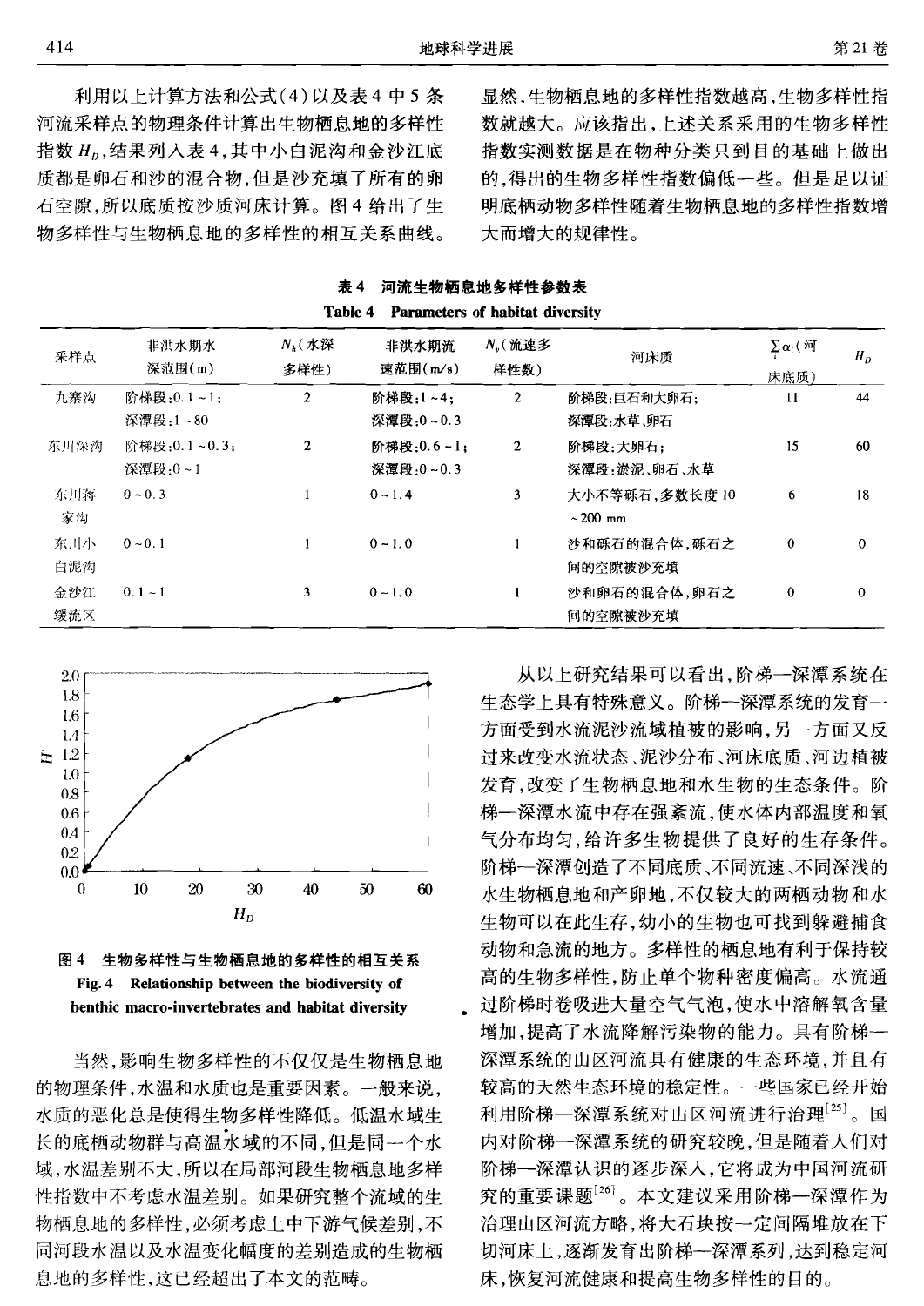利用以上计算方法和公式(4)以及表4中5条河流采样点的物理条件计算出生物栖息地的多样性指数 $H_D$,结果列入表4,其中小白泥沟和金沙江底质都是卵石和沙的混合物,但是沙充填了所有的卵石空隙,所以底质按沙质河床计算。图4给出了生物多样性与生物栖息地的多样性的相互关系曲线。显然,生物栖息地的多样性指数越高,生物多样性指数就越大。应该指出,上述关系采用的生物多样性指数实测数据是在物种分类只到目的基础上做出的,得出的生物多样性指数偏低一些。但是足以证明底栖动物多样性随着生物栖息地的多样性指数增大而增大的规律性。

**表4 河流生物栖息地多样性参数表**

**Table 4 Parameters of habitat diversity**

| 采样点 | 非洪水期水深范围(m) | $N_h$(水深多样性) | 非洪水期流速范围(m/s) | $N_v$(流速多样性数) | 河床质 | $\sum_i \alpha_i$(河床底质) | $H_D$ |
|---|---|---|---|---|---|---|---|
| 九寨沟 | 阶梯段:0.1~1;<br>深潭段:1~80 | 2 | 阶梯段:1~4;<br>深潭段:0~0.3 | 2 | 阶梯段:巨石和大卵石;<br>深潭段:水草、卵石 | 11 | 44 |
| 东川深沟 | 阶梯段:0.1~0.3;<br>深潭段:0~1 | 2 | 阶梯段:0.6~1;<br>深潭段:0~0.3 | 2 | 阶梯段:大卵石;<br>深潭段:淤泥、卵石、水草 | 15 | 60 |
| 东川蒋家沟 | 0~0.3 | 1 | 0~1.4 | 3 | 大小不等砾石,多数长度10~200 mm | 6 | 18 |
| 东川小白泥沟 | 0~0.1 | 1 | 0~1.0 | 1 | 沙和砾石的混合体,砾石之间的空隙被沙充填 | 0 | 0 |
| 金沙江缓流区 | 0.1~1 | 3 | 0~1.0 | 1 | 沙和卵石的混合体,卵石之间的空隙被沙充填 | 0 | 0 |

图4 生物多样性与生物栖息地的多样性的相互关系

Fig.4 Relationship between the biodiversity of benthic macro-invertebrates and habitat diversity

当然,影响生物多样性的不仅仅是生物栖息地的物理条件,水温和水质也是重要因素。一般来说,水质的恶化总是使得生物多样性降低。低温水域生长的底栖动物群与高温水域的不同,但是同一个水域,水温差别不大,所以在局部河段生物栖息地多样性指数中不考虑水温差别。如果研究整个流域的生物栖息地的多样性,必须考虑上中下游气候差别,不同河段水温以及水温变化幅度的差别造成的生物栖息地的多样性,这已经超出了本文的范畴。

从以上研究结果可以看出,阶梯—深潭系统在生态学上具有特殊意义。阶梯—深潭系统的发育一方面受到水流泥沙流域植被的影响,另一方面又反过来改变水流状态、泥沙分布、河床底质、河边植被发育,改变了生物栖息地和水生物的生态条件。阶梯—深潭水流中存在强紊流,使水体内部温度和氧气分布均匀,给许多生物提供了良好的生存条件。阶梯—深潭创造了不同底质、不同流速、不同深浅的水生物栖息地和产卵地,不仅较大的两栖动物和水生物可以在此生存,幼小的生物也可找到躲避捕食动物和急流的地方。多样性的栖息地有利于保持较高的生物多样性,防止单个物种密度偏高。水流通过阶梯时卷吸进大量空气气泡,使水中溶解氧含量增加,提高了水流降解污染物的能力。具有阶梯—深潭系统的山区河流具有健康的生态环境,并且有较高的天然生态环境的稳定性。一些国家已经开始利用阶梯—深潭系统对山区河流进行治理[25]。国内对阶梯—深潭系统的研究较晚,但是随着人们对阶梯—深潭认识的逐步深入,它将成为中国河流研究的重要课题[26]。本文建议采用阶梯—深潭作为治理山区河流方略,将大石块按一定间隔堆放在下切河床上,逐渐发育出阶梯—深潭系列,达到稳定河床,恢复河流健康和提高生物多样性的目的。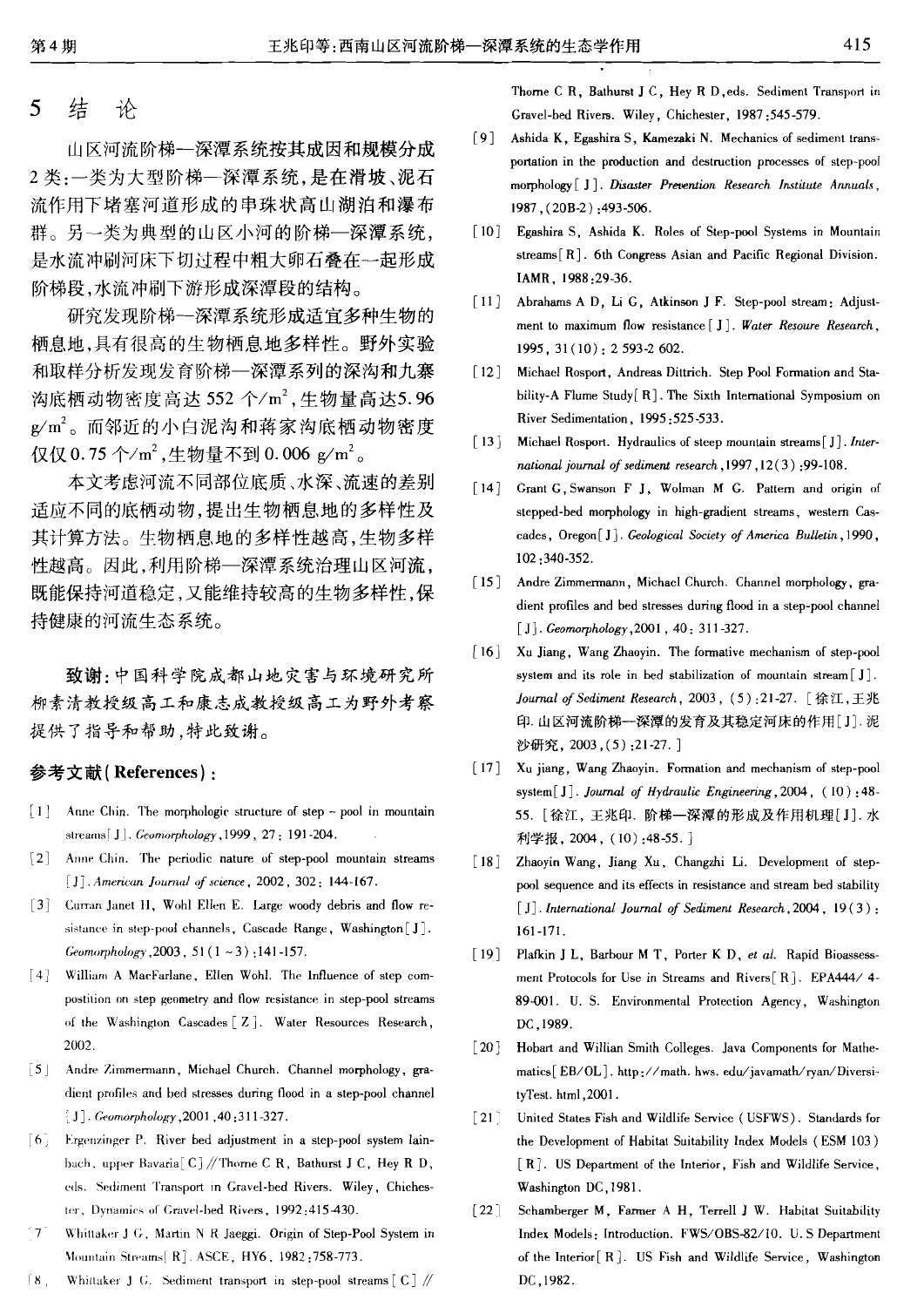## 5 结 论

山区河流阶梯—深潭系统按其成因和规模分成2类:一类为大型阶梯—深潭系统,是在滑坡、泥石流作用下堵塞河道形成的串珠状高山湖泊和瀑布群。另一类为典型的山区小河的阶梯—深潭系统,是水流冲刷河床下切过程中粗大卵石叠在一起形成阶梯段,水流冲刷下游形成深潭段的结构。

研究发现阶梯—深潭系统形成适宜多种生物的栖息地,具有很高的生物栖息地多样性。野外实验和取样分析发现发育阶梯—深潭系列的深沟和九寨沟底栖动物密度高达552 个/m$^2$,生物量高达5.96 g/m$^2$。而邻近的小白泥沟和蒋家沟底栖动物密度仅仅0.75 个/m$^2$,生物量不到0.006 g/m$^2$。

本文考虑河流不同部位底质、水深、流速的差别适应不同的底栖动物,提出生物栖息地的多样性及其计算方法。生物栖息地的多样性越高,生物多样性越高。因此,利用阶梯—深潭系统治理山区河流,既能保持河道稳定,又能维持较高的生物多样性,保持健康的河流生态系统。

**致谢**:中国科学院成都山地灾害与环境研究所柳素清教授级高工和康志成教授级高工为野外考察提供了指导和帮助,特此致谢。

### 参考文献(References):

[1] Anne Chin. The morphologic structure of step - pool in mountain streams[J]. *Geomorphology*, 1999, 27: 191-204.

[2] Anne Chin. The periodic nature of step-pool mountain streams [J]. *American Journal of science*, 2002, 302: 144-167.

[3] Curran Janet H, Wohl Ellen E. Large woody debris and flow resistance in step-pool channels, Cascade Range, Washington[J]. *Geomorphology*, 2003, 51(1-3): 141-157.

[4] William A MacFarlane, Ellen Wohl. The Influence of step compostition on step geometry and flow resistance in step-pool streams of the Washington Cascades [Z]. Water Resources Research, 2002.

[5] Andre Zimmermann, Michael Church. Channel morphology, gradient profiles and bed stresses during flood in a step-pool channel [J]. *Geomorphology*, 2001, 40: 311-327.

[6] Ergenzinger P. River bed adjustment in a step-pool system lainbach, upper Bavaria[C]//Thorne C R, Bathurst J C, Hey R D, eds. Sediment Transport in Gravel-bed Rivers. Wiley, Chichester, Dynamics of Gravel-bed Rivers, 1992: 415-430.

[7] Whittaker J G, Martin N R Jaeggi. Origin of Step-Pool System in Mountain Streams[R]. ASCE, HY6, 1982: 758-773.

[8] Whittaker J G. Sediment transport in step-pool streams [C] // Thorne C R, Bathurst J C, Hey R D, eds. Sediment Transport in Gravel-bed Rivers. Wiley, Chichester, 1987: 545-579.

[9] Ashida K, Egashira S, Kamezaki N. Mechanics of sediment transportation in the production and destruction processes of step-pool morphology[J]. *Disaster Prevention Research Institute Annuals*, 1987, (20B-2): 493-506.

[10] Egashira S, Ashida K. Roles of Step-pool Systems in Mountain streams[R]. 6th Congress Asian and Pacific Regional Division. IAMR, 1988: 29-36.

[11] Abrahams A D, Li G, Atkinson J F. Step-pool stream: Adjustment to maximum flow resistance[J]. *Water Resoure Research*, 1995, 31(10): 2 593-2 602.

[12] Michael Rosport, Andreas Dittrich. Step Pool Formation and Stability-A Flume Study[R]. The Sixth International Symposium on River Sedimentation, 1995: 525-533.

[13] Michael Rosport. Hydraulics of steep mountain streams[J]. *International journal of sediment research*, 1997, 12(3): 99-108.

[14] Grant G, Swanson F J, Wolman M G. Pattern and origin of stepped-bed morphology in high-gradient streams, western Cascades, Oregon[J]. *Geological Society of America Bulletin*, 1990, 102: 340-352.

[15] Andre Zimmermann, Michael Church. Channel morphology, gradient profiles and bed stresses during flood in a step-pool channel [J]. *Geomorphology*, 2001, 40: 311-327.

[16] Xu Jiang, Wang Zhaoyin. The formative mechanism of step-pool system and its role in bed stabilization of mountain stream[J]. *Journal of Sediment Research*, 2003, (5): 21-27. [徐江,王兆印. 山区河流阶梯—深潭的发育及其稳定河床的作用[J]. 泥沙研究, 2003, (5): 21-27.]

[17] Xu jiang, Wang Zhaoyin. Formation and mechanism of step-pool system[J]. *Journal of Hydraulic Engineering*, 2004, (10): 48-55. [徐江,王兆印. 阶梯—深潭的形成及作用机理[J]. 水利学报, 2004, (10): 48-55.]

[18] Zhaoyin Wang, Jiang Xu, Changzhi Li. Development of step-pool sequence and its effects in resistance and stream bed stability [J]. *International Journal of Sediment Research*, 2004, 19(3): 161-171.

[19] Plafkin J L, Barbour M T, Porter K D, *et al.* Rapid Bioassessment Protocols for Use in Streams and Rivers[R]. EPA444/4-89-001. U. S. Environmental Protection Agency, Washington DC, 1989.

[20] Hobart and Willian Smith Colleges. Java Components for Mathematics[EB/OL]. http://math.hws.edu/javamath/ryan/DiversityTest.html, 2001.

[21] United States Fish and Wildlife Service (USFWS). Standards for the Development of Habitat Suitability Index Models (ESM 103) [R]. US Department of the Interior, Fish and Wildlife Service, Washington DC, 1981.

[22] Schamberger M, Farmer A H, Terrell J W. Habitat Suitability Index Models: Introduction. FWS/OBS-82/10. U. S Department of the Interior[R]. US Fish and Wildlife Service, Washington DC, 1982.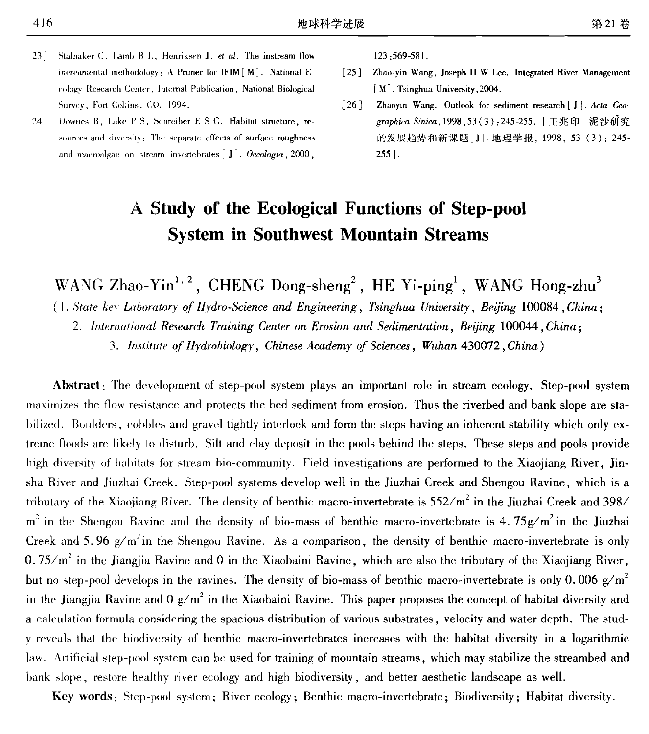[23] Stalnaker C, Lamb B L, Henriksen J, *et al*. The instream flow incremental methodology: A Primer for IFIM[M]. National Ecology Research Center, Internal Publication, National Biological Survey, Fort Collins, CO. 1994.

[24] Downes B, Lake P S, Schreiber E S G. Habitat structure, resources and diversity: The separate effects of surface roughness and macroalgae on stream invertebrates[J]. *Oecologia*, 2000, 123:569-581.

[25] Zhao-yin Wang, Joseph H W Lee. Integrated River Management[M]. Tsinghua University, 2004.

[26] Zhaoyin Wang. Outlook for sediment research[J]. *Acta Geographica Sinica*, 1998, 53(3):245-255. [王兆印. 泥沙研究的发展趋势和新课题[J]. 地理学报, 1998, 53(3): 245-255].

# A Study of the Ecological Functions of Step-pool System in Southwest Mountain Streams

WANG Zhao-Yin[1,2], CHENG Dong-sheng[2], HE Yi-ping[1], WANG Hong-zhu[3]

(1. *State key Laboratory of Hydro-Science and Engineering*, *Tsinghua University*, *Beijing* 100084, *China*;
2. *International Research Training Center on Erosion and Sedimentation*, *Beijing* 100044, *China*;
3. *Institute of Hydrobiology*, *Chinese Academy of Sciences*, *Wuhan* 430072, *China*)

**Abstract**: The development of step-pool system plays an important role in stream ecology. Step-pool system maximizes the flow resistance and protects the bed sediment from erosion. Thus the riverbed and bank slope are stabilized. Boulders, cobbles and gravel tightly interlock and form the steps having an inherent stability which only extreme floods are likely to disturb. Silt and clay deposit in the pools behind the steps. These steps and pools provide high diversity of habitats for stream bio-community. Field investigations are performed to the Xiaojiang River, Jinsha River and Jiuzhai Creek. Step-pool systems develop well in the Jiuzhai Creek and Shengou Ravine, which is a tributary of the Xiaojiang River. The density of benthic macro-invertebrate is 552/m$^2$ in the Jiuzhai Creek and 398/m$^2$ in the Shengou Ravine and the density of bio-mass of benthic macro-invertebrate is 4.75g/m$^2$ in the Jiuzhai Creek and 5.96 g/m$^2$ in the Shengou Ravine. As a comparison, the density of benthic macro-invertebrate is only 0.75/m$^2$ in the Jiangjia Ravine and 0 in the Xiaobaini Ravine, which are also the tributary of the Xiaojiang River, but no step-pool develops in the ravines. The density of bio-mass of benthic macro-invertebrate is only 0.006 g/m$^2$ in the Jiangjia Ravine and 0 g/m$^2$ in the Xiaobaini Ravine. This paper proposes the concept of habitat diversity and a calculation formula considering the spacious distribution of various substrates, velocity and water depth. The study reveals that the biodiversity of benthic macro-invertebrates increases with the habitat diversity in a logarithmic law. Artificial step-pool system can be used for training of mountain streams, which may stabilize the streambed and bank slope, restore healthy river ecology and high biodiversity, and better aesthetic landscape as well.

**Key words**: Step-pool system; River ecology; Benthic macro-invertebrate; Biodiversity; Habitat diversity.